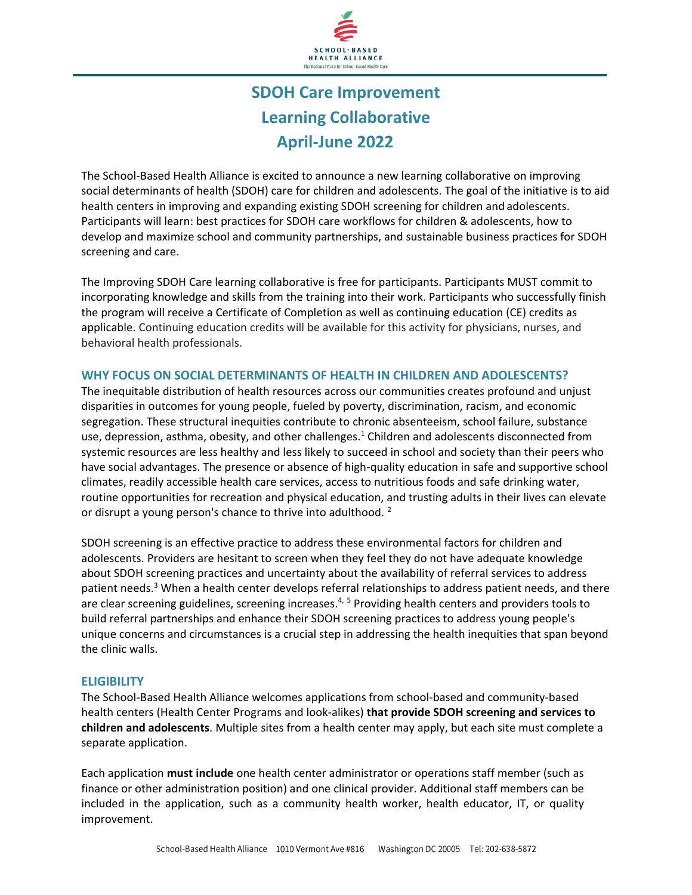# SDOH Care Improvement Learning Collaborative April-June 2022

The School-Based Health Alliance is excited to announce a new learning collaborative on improving social determinants of health (SDOH) care for children and adolescents. The goal of the initiative is to aid health centers in improving and expanding existing SDOH screening for children and adolescents. Participants will learn: best practices for SDOH care workflows for children & adolescents, how to develop and maximize school and community partnerships, and sustainable business practices for SDOH screening and care.

The Improving SDOH Care learning collaborative is free for participants. Participants MUST commit to incorporating knowledge and skills from the training into their work. Participants who successfully finish the program will receive a Certificate of Completion as well as continuing education (CE) credits as applicable. Continuing education credits will be available for this activity for physicians, nurses, and behavioral health professionals.

## WHY FOCUS ON SOCIAL DETERMINANTS OF HEALTH IN CHILDREN AND ADOLESCENTS?

The inequitable distribution of health resources across our communities creates profound and unjust disparities in outcomes for young people, fueled by poverty, discrimination, racism, and economic segregation. These structural inequities contribute to chronic absenteeism, school failure, substance use, depression, asthma, obesity, and other challenges.[1] Children and adolescents disconnected from systemic resources are less healthy and less likely to succeed in school and society than their peers who have social advantages. The presence or absence of high-quality education in safe and supportive school climates, readily accessible health care services, access to nutritious foods and safe drinking water, routine opportunities for recreation and physical education, and trusting adults in their lives can elevate or disrupt a young person's chance to thrive into adulthood. [2]

SDOH screening is an effective practice to address these environmental factors for children and adolescents. Providers are hesitant to screen when they feel they do not have adequate knowledge about SDOH screening practices and uncertainty about the availability of referral services to address patient needs.[3] When a health center develops referral relationships to address patient needs, and there are clear screening guidelines, screening increases.[4, 5] Providing health centers and providers tools to build referral partnerships and enhance their SDOH screening practices to address young people's unique concerns and circumstances is a crucial step in addressing the health inequities that span beyond the clinic walls.

## ELIGIBILITY

The School-Based Health Alliance welcomes applications from school-based and community-based health centers (Health Center Programs and look-alikes) **that provide SDOH screening and services to children and adolescents**. Multiple sites from a health center may apply, but each site must complete a separate application.

Each application **must include** one health center administrator or operations staff member (such as finance or other administration position) and one clinical provider. Additional staff members can be included in the application, such as a community health worker, health educator, IT, or quality improvement.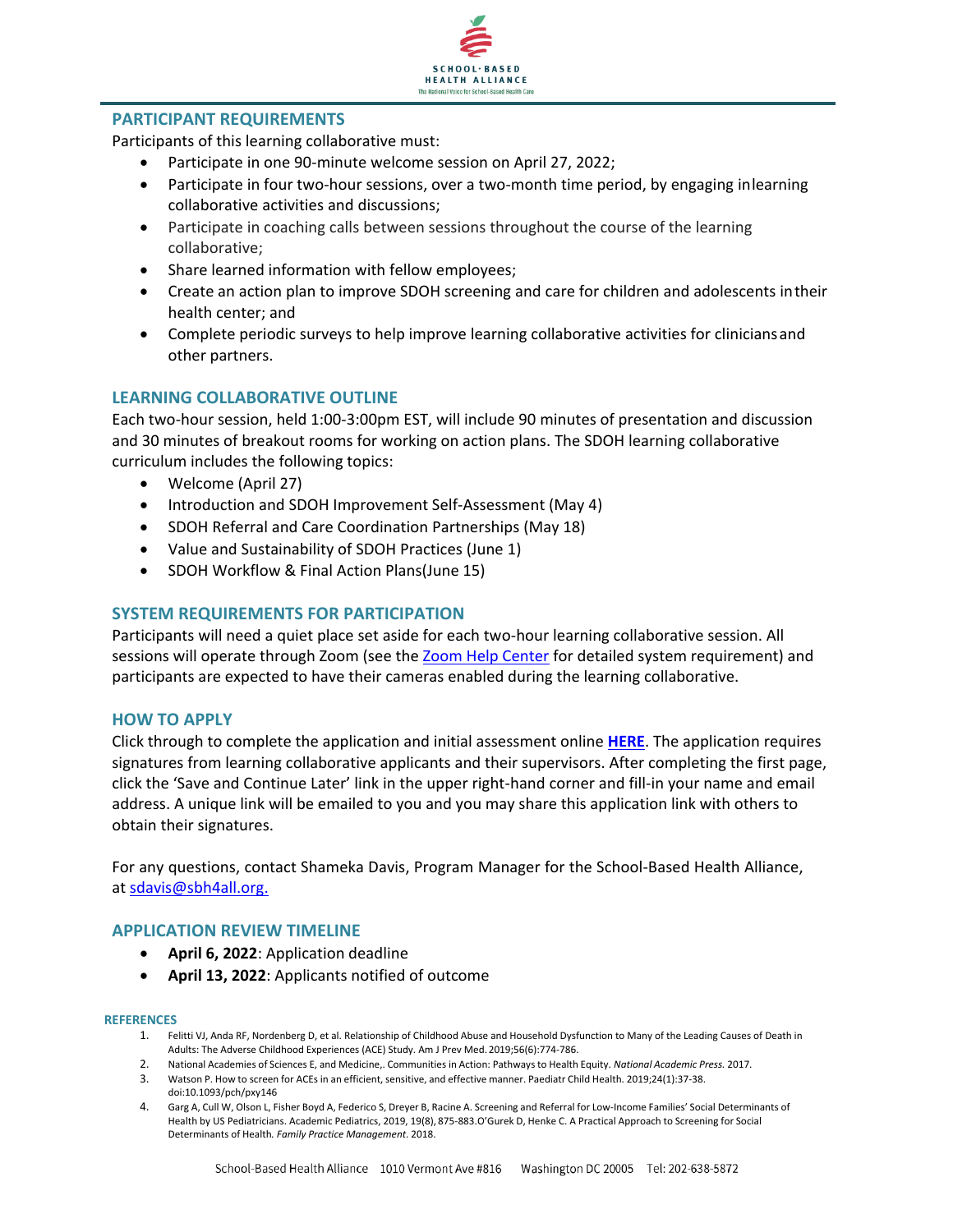## PARTICIPANT REQUIREMENTS

Participants of this learning collaborative must:

- Participate in one 90-minute welcome session on April 27, 2022;
- Participate in four two-hour sessions, over a two-month time period, by engaging in learning collaborative activities and discussions;
- Participate in coaching calls between sessions throughout the course of the learning collaborative;
- Share learned information with fellow employees;
- Create an action plan to improve SDOH screening and care for children and adolescents in their health center; and
- Complete periodic surveys to help improve learning collaborative activities for clinicians and other partners.

## LEARNING COLLABORATIVE OUTLINE

Each two-hour session, held 1:00-3:00pm EST, will include 90 minutes of presentation and discussion and 30 minutes of breakout rooms for working on action plans. The SDOH learning collaborative curriculum includes the following topics:

- Welcome (April 27)
- Introduction and SDOH Improvement Self-Assessment (May 4)
- SDOH Referral and Care Coordination Partnerships (May 18)
- Value and Sustainability of SDOH Practices (June 1)
- SDOH Workflow & Final Action Plans(June 15)

## SYSTEM REQUIREMENTS FOR PARTICIPATION

Participants will need a quiet place set aside for each two-hour learning collaborative session. All sessions will operate through Zoom (see the Zoom Help Center for detailed system requirement) and participants are expected to have their cameras enabled during the learning collaborative.

## HOW TO APPLY

Click through to complete the application and initial assessment online **HERE**. The application requires signatures from learning collaborative applicants and their supervisors. After completing the first page, click the 'Save and Continue Later' link in the upper right-hand corner and fill-in your name and email address. A unique link will be emailed to you and you may share this application link with others to obtain their signatures.

For any questions, contact Shameka Davis, Program Manager for the School-Based Health Alliance, at sdavis@sbh4all.org.

## APPLICATION REVIEW TIMELINE

- **April 6, 2022**: Application deadline
- **April 13, 2022**: Applicants notified of outcome

### REFERENCES

1. Felitti VJ, Anda RF, Nordenberg D, et al. Relationship of Childhood Abuse and Household Dysfunction to Many of the Leading Causes of Death in Adults: The Adverse Childhood Experiences (ACE) Study. Am J Prev Med. 2019;56(6):774-786.
2. National Academies of Sciences E, and Medicine,. Communities in Action: Pathways to Health Equity. *National Academic Press.* 2017.
3. Watson P. How to screen for ACEs in an efficient, sensitive, and effective manner. Paediatr Child Health. 2019;24(1):37-38. doi:10.1093/pch/pxy146
4. Garg A, Cull W, Olson L, Fisher Boyd A, Federico S, Dreyer B, Racine A. Screening and Referral for Low-Income Families' Social Determinants of Health by US Pediatricians. Academic Pediatrics, 2019, 19(8), 875-883.O'Gurek D, Henke C. A Practical Approach to Screening for Social Determinants of Health. *Family Practice Management.* 2018.